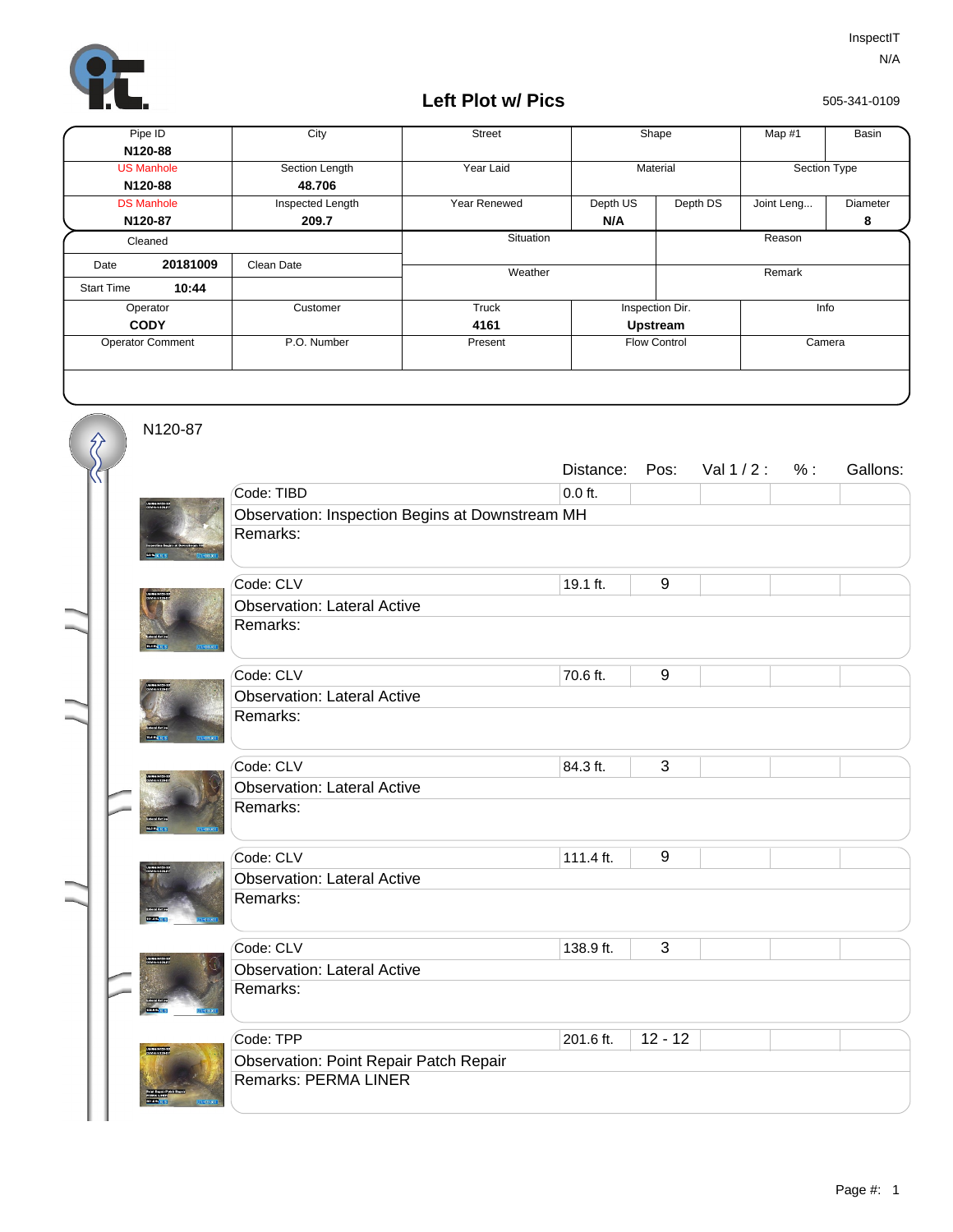InspectIT
N/A

# Left Plot w/ Pics

505-341-0109

| Pipe ID | City | Street | Shape | | Map #1 | Basin |
|---|---|---|---|---|---|---|
| **N120-88** | | | | | | |
| US Manhole | Section Length | Year Laid | Material | | Section Type | |
| **N120-88** | **48.706** | | | | | |
| DS Manhole | Inspected Length | Year Renewed | Depth US | Depth DS | Joint Leng... | Diameter |
| **N120-87** | **209.7** | | **N/A** | | | **8** |

| Cleaned | | Situation | Reason |
|---|---|---|---|
| Date **20181009** | Clean Date | Weather | Remark |
| Start Time **10:44** | | | |

| Operator | Customer | Truck | Inspection Dir. | Info |
|---|---|---|---|---|
| **CODY** | | **4161** | **Upstream** | |
| Operator Comment | P.O. Number | Present | Flow Control | Camera |

N120-87

| Code | Observation | Remarks | Distance: | Pos: | Val 1 / 2 : | % : | Gallons: |
|---|---|---|---|---|---|---|---|
| TIBD | Inspection Begins at Downstream MH | | 0.0 ft. | | | | |
| CLV | Lateral Active | | 19.1 ft. | 9 | | | |
| CLV | Lateral Active | | 70.6 ft. | 9 | | | |
| CLV | Lateral Active | | 84.3 ft. | 3 | | | |
| CLV | Lateral Active | | 111.4 ft. | 9 | | | |
| CLV | Lateral Active | | 138.9 ft. | 3 | | | |
| TPP | Point Repair Patch Repair | PERMA LINER | 201.6 ft. | 12 - 12 | | | |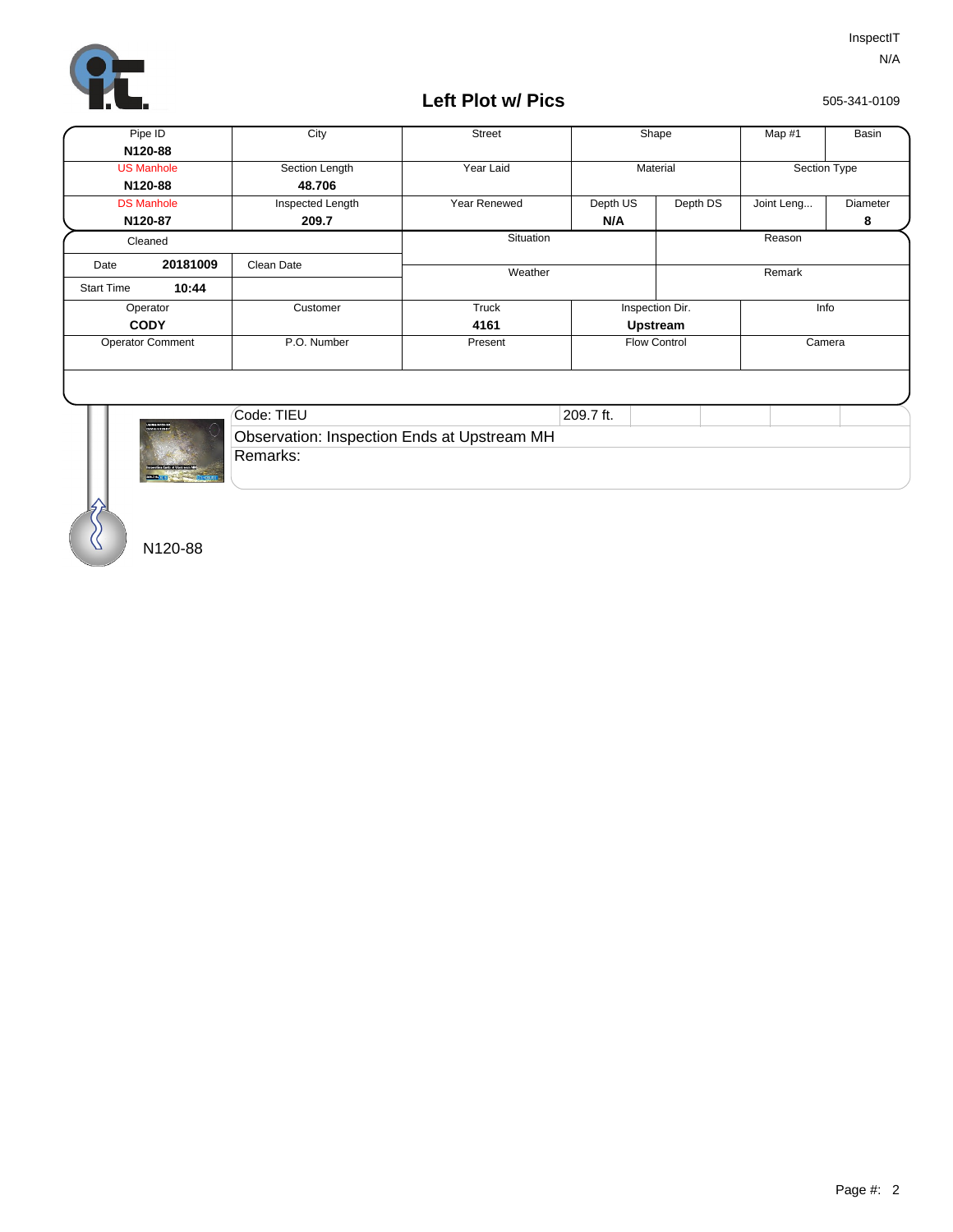InspectIT

N/A

# Left Plot w/ Pics

505-341-0109

| Pipe ID | City | Street | Shape | | Map #1 | Basin |
|---|---|---|---|---|---|---|
| N120-88 | | | | | | |
| US Manhole | Section Length | Year Laid | Material | | Section Type | |
| N120-88 | 48.706 | | | | | |
| DS Manhole | Inspected Length | Year Renewed | Depth US | Depth DS | Joint Leng... | Diameter |
| N120-87 | 209.7 | | N/A | | | 8 |

| Cleaned | | | Situation | Reason |
|---|---|---|---|---|
| Date | 20181009 | Clean Date | | |
| Start Time | 10:44 | | Weather | Remark |

| Operator | Customer | Truck | Inspection Dir. | Info |
|---|---|---|---|---|
| CODY | | 4161 | Upstream | |
| Operator Comment | P.O. Number | Present | Flow Control | Camera |

| Code: TIEU | 209.7 ft. |
|---|---|
| Observation: Inspection Ends at Upstream MH | |
| Remarks: | |

N120-88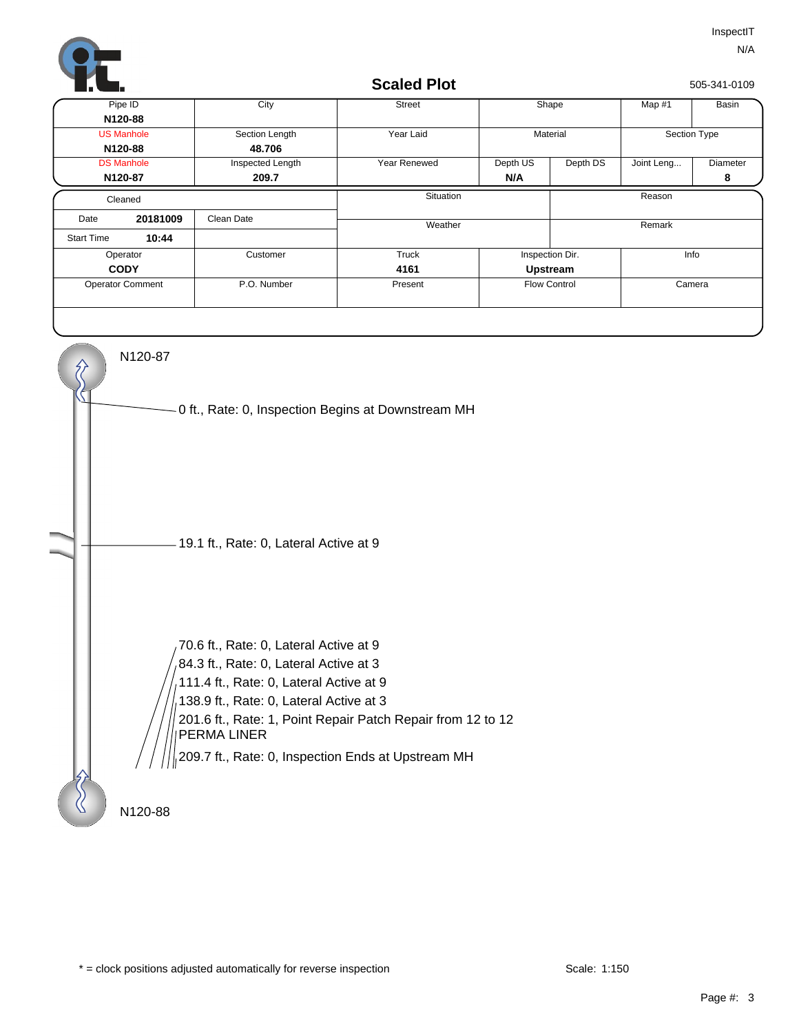InspectIT

N/A

## Scaled Plot

505-341-0109

| Pipe ID | City | Street | Shape | | Map #1 | Basin |
|---|---|---|---|---|---|---|
| **N120-88** | | | | | | |
| US Manhole | Section Length | Year Laid | Material | | Section Type | |
| **N120-88** | **48.706** | | | | | |
| DS Manhole | Inspected Length | Year Renewed | Depth US | Depth DS | Joint Leng... | Diameter |
| **N120-87** | **209.7** | | **N/A** | | | **8** |

| Cleaned | | Situation | Reason | |
|---|---|---|---|---|
| Date **20181009** | Clean Date | Weather | Remark | |
| Start Time **10:44** | | | | |
| Operator | Customer | Truck | Inspection Dir. | Info |
| **CODY** | | **4161** | **Upstream** | |
| Operator Comment | P.O. Number | Present | Flow Control | Camera |

N120-87

0 ft., Rate: 0, Inspection Begins at Downstream MH

19.1 ft., Rate: 0, Lateral Active at 9

70.6 ft., Rate: 0, Lateral Active at 9

84.3 ft., Rate: 0, Lateral Active at 3

111.4 ft., Rate: 0, Lateral Active at 9

138.9 ft., Rate: 0, Lateral Active at 3

201.6 ft., Rate: 1, Point Repair Patch Repair from 12 to 12
PERMA LINER

209.7 ft., Rate: 0, Inspection Ends at Upstream MH

N120-88

* = clock positions adjusted automatically for reverse inspection

Scale: 1:150